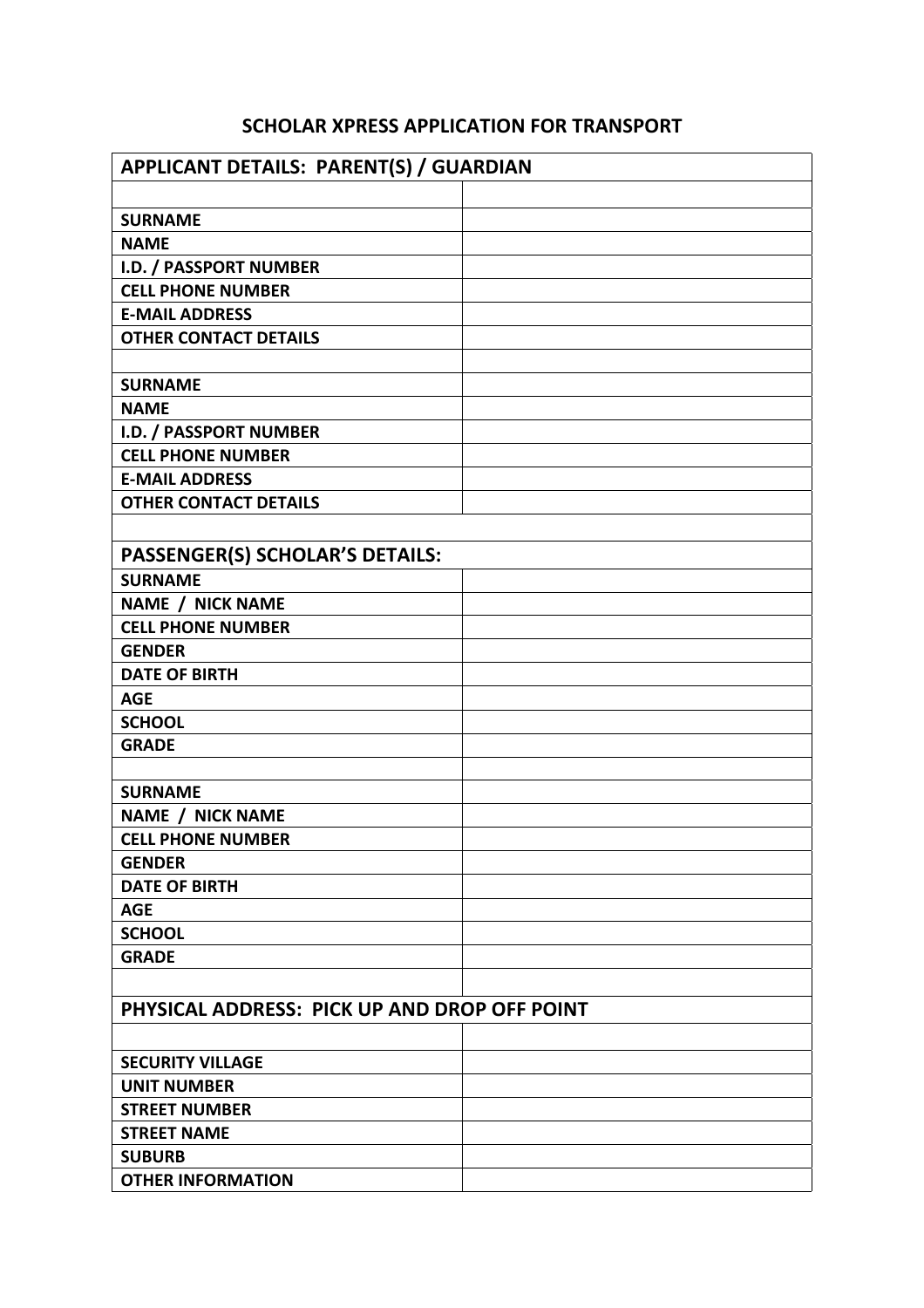## SCHOLAR XPRESS APPLICATION FOR TRANSPORT

| APPLICANT DETAILS: PARENT(S) / GUARDIAN | |
|---|---|
| | |
| **SURNAME** | |
| **NAME** | |
| **I.D. / PASSPORT NUMBER** | |
| **CELL PHONE NUMBER** | |
| **E-MAIL ADDRESS** | |
| **OTHER CONTACT DETAILS** | |
| | |
| **SURNAME** | |
| **NAME** | |
| **I.D. / PASSPORT NUMBER** | |
| **CELL PHONE NUMBER** | |
| **E-MAIL ADDRESS** | |
| **OTHER CONTACT DETAILS** | |
| | |
| **PASSENGER(S) SCHOLAR'S DETAILS:** | |
| **SURNAME** | |
| **NAME / NICK NAME** | |
| **CELL PHONE NUMBER** | |
| **GENDER** | |
| **DATE OF BIRTH** | |
| **AGE** | |
| **SCHOOL** | |
| **GRADE** | |
| | |
| **SURNAME** | |
| **NAME / NICK NAME** | |
| **CELL PHONE NUMBER** | |
| **GENDER** | |
| **DATE OF BIRTH** | |
| **AGE** | |
| **SCHOOL** | |
| **GRADE** | |
| | |
| **PHYSICAL ADDRESS: PICK UP AND DROP OFF POINT** | |
| | |
| **SECURITY VILLAGE** | |
| **UNIT NUMBER** | |
| **STREET NUMBER** | |
| **STREET NAME** | |
| **SUBURB** | |
| **OTHER INFORMATION** | |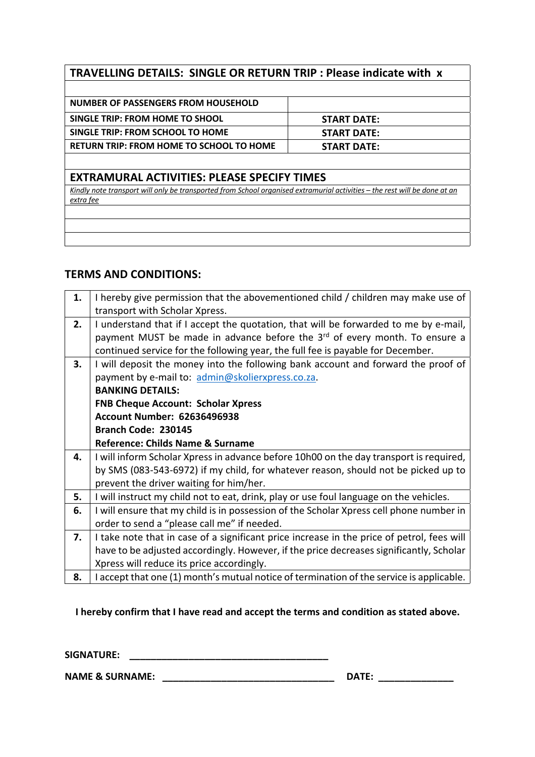| TRAVELLING DETAILS: SINGLE OR RETURN TRIP : Please indicate with x | |
|---|---|
| | |
| **NUMBER OF PASSENGERS FROM HOUSEHOLD** | |
| **SINGLE TRIP: FROM HOME TO SHOOL** | **START DATE:** |
| **SINGLE TRIP: FROM SCHOOL TO HOME** | **START DATE:** |
| **RETURN TRIP: FROM HOME TO SCHOOL TO HOME** | **START DATE:** |
| | |

| EXTRAMURAL ACTIVITIES: PLEASE SPECIFY TIMES |
|---|
| *Kindly note transport will only be transported from School organised extramurial activities – the rest will be done at an extra fee* |
| |
| |
| |

## TERMS AND CONDITIONS:

| | |
|---|---|
| **1.** | I hereby give permission that the abovementioned child / children may make use of transport with Scholar Xpress. |
| **2.** | I understand that if I accept the quotation, that will be forwarded to me by e-mail, payment MUST be made in advance before the 3rd of every month. To ensure a continued service for the following year, the full fee is payable for December. |
| **3.** | I will deposit the money into the following bank account and forward the proof of payment by e-mail to: admin@skolierxpress.co.za.<br>**BANKING DETAILS:**<br>**FNB Cheque Account: Scholar Xpress**<br>**Account Number: 62636496938**<br>**Branch Code: 230145**<br>**Reference: Childs Name & Surname** |
| **4.** | I will inform Scholar Xpress in advance before 10h00 on the day transport is required, by SMS (083-543-6972) if my child, for whatever reason, should not be picked up to prevent the driver waiting for him/her. |
| **5.** | I will instruct my child not to eat, drink, play or use foul language on the vehicles. |
| **6.** | I will ensure that my child is in possession of the Scholar Xpress cell phone number in order to send a "please call me" if needed. |
| **7.** | I take note that in case of a significant price increase in the price of petrol, fees will have to be adjusted accordingly. However, if the price decreases significantly, Scholar Xpress will reduce its price accordingly. |
| **8.** | I accept that one (1) month's mutual notice of termination of the service is applicable. |

**I hereby confirm that I have read and accept the terms and condition as stated above.**

**SIGNATURE:** ______________________________________

**NAME & SURNAME:** _________________________________ **DATE:** ______________